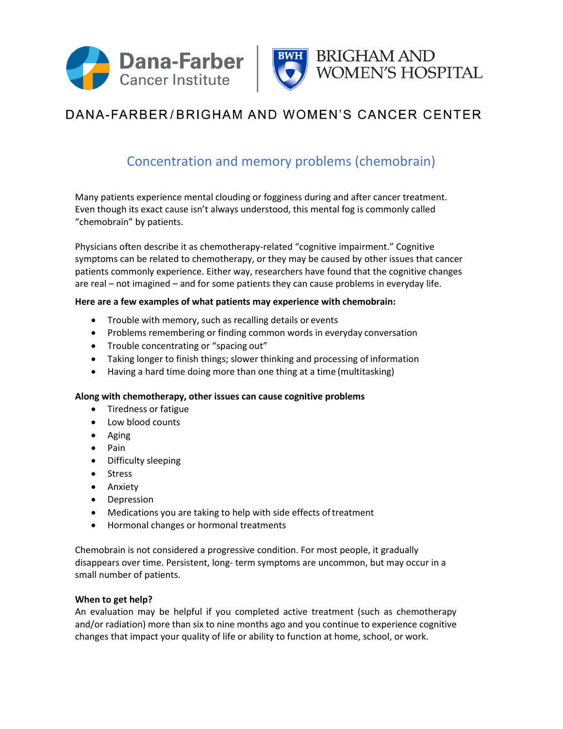DANA-FARBER/BRIGHAM AND WOMEN'S CANCER CENTER

# Concentration and memory problems (chemobrain)

Many patients experience mental clouding or fogginess during and after cancer treatment. Even though its exact cause isn't always understood, this mental fog is commonly called "chemobrain" by patients.

Physicians often describe it as chemotherapy-related "cognitive impairment." Cognitive symptoms can be related to chemotherapy, or they may be caused by other issues that cancer patients commonly experience. Either way, researchers have found that the cognitive changes are real – not imagined – and for some patients they can cause problems in everyday life.

**Here are a few examples of what patients may experience with chemobrain:**

- Trouble with memory, such as recalling details or events
- Problems remembering or finding common words in everyday conversation
- Trouble concentrating or "spacing out"
- Taking longer to finish things; slower thinking and processing of information
- Having a hard time doing more than one thing at a time (multitasking)

**Along with chemotherapy, other issues can cause cognitive problems**

- Tiredness or fatigue
- Low blood counts
- Aging
- Pain
- Difficulty sleeping
- Stress
- Anxiety
- Depression
- Medications you are taking to help with side effects of treatment
- Hormonal changes or hormonal treatments

Chemobrain is not considered a progressive condition. For most people, it gradually disappears over time. Persistent, long- term symptoms are uncommon, but may occur in a small number of patients.

**When to get help?**

An evaluation may be helpful if you completed active treatment (such as chemotherapy and/or radiation) more than six to nine months ago and you continue to experience cognitive changes that impact your quality of life or ability to function at home, school, or work.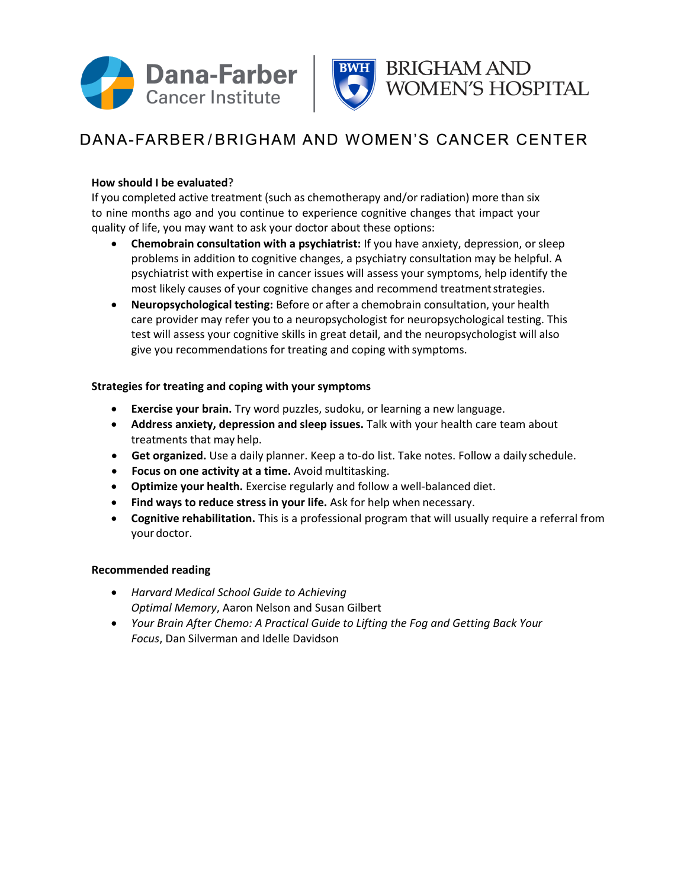DANA-FARBER/BRIGHAM AND WOMEN'S CANCER CENTER

**How should I be evaluated?**

If you completed active treatment (such as chemotherapy and/or radiation) more than six to nine months ago and you continue to experience cognitive changes that impact your quality of life, you may want to ask your doctor about these options:

- **Chemobrain consultation with a psychiatrist:** If you have anxiety, depression, or sleep problems in addition to cognitive changes, a psychiatry consultation may be helpful. A psychiatrist with expertise in cancer issues will assess your symptoms, help identify the most likely causes of your cognitive changes and recommend treatment strategies.
- **Neuropsychological testing:** Before or after a chemobrain consultation, your health care provider may refer you to a neuropsychologist for neuropsychological testing. This test will assess your cognitive skills in great detail, and the neuropsychologist will also give you recommendations for treating and coping with symptoms.

**Strategies for treating and coping with your symptoms**

- **Exercise your brain.** Try word puzzles, sudoku, or learning a new language.
- **Address anxiety, depression and sleep issues.** Talk with your health care team about treatments that may help.
- **Get organized.** Use a daily planner. Keep a to-do list. Take notes. Follow a daily schedule.
- **Focus on one activity at a time.** Avoid multitasking.
- **Optimize your health.** Exercise regularly and follow a well-balanced diet.
- **Find ways to reduce stress in your life.** Ask for help when necessary.
- **Cognitive rehabilitation.** This is a professional program that will usually require a referral from your doctor.

**Recommended reading**

- *Harvard Medical School Guide to Achieving Optimal Memory*, Aaron Nelson and Susan Gilbert
- *Your Brain After Chemo: A Practical Guide to Lifting the Fog and Getting Back Your Focus*, Dan Silverman and Idelle Davidson